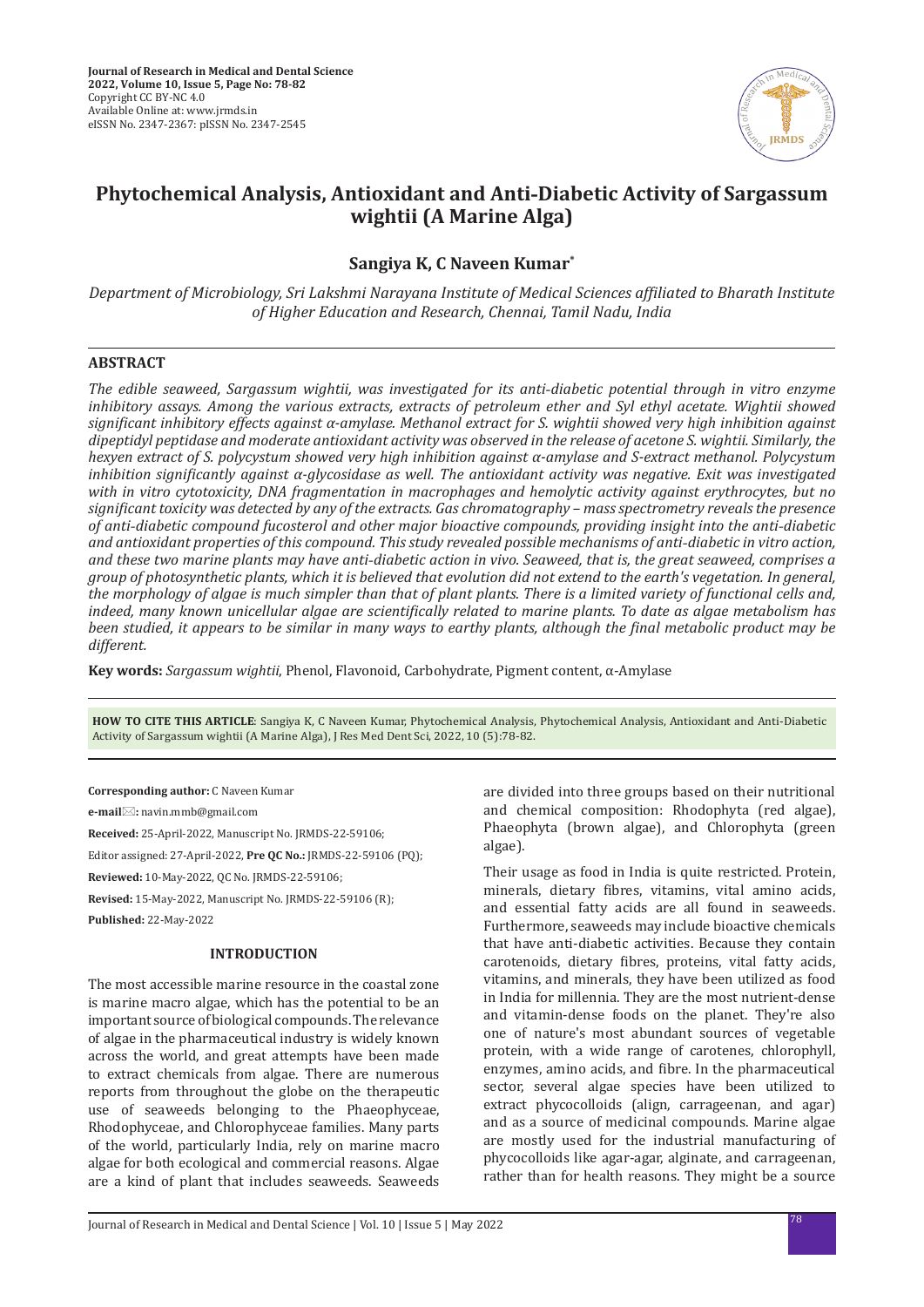# Phytochemical Analysis, Antioxidant and Anti-Diabetic Activity of Sargassum wightii (A Marine Alga)

**Sangiya K, C Naveen Kumar***

*Department of Microbiology, Sri Lakshmi Narayana Institute of Medical Sciences affiliated to Bharath Institute of Higher Education and Research, Chennai, Tamil Nadu, India*

## ABSTRACT

*The edible seaweed, Sargassum wightii, was investigated for its anti-diabetic potential through in vitro enzyme inhibitory assays. Among the various extracts, extracts of petroleum ether and Syl ethyl acetate. Wightii showed significant inhibitory effects against α-amylase. Methanol extract for S. wightii showed very high inhibition against dipeptidyl peptidase and moderate antioxidant activity was observed in the release of acetone S. wightii. Similarly, the hexyen extract of S. polycystum showed very high inhibition against α-amylase and S-extract methanol. Polycystum inhibition significantly against α-glycosidase as well. The antioxidant activity was negative. Exit was investigated with in vitro cytotoxicity, DNA fragmentation in macrophages and hemolytic activity against erythrocytes, but no significant toxicity was detected by any of the extracts. Gas chromatography – mass spectrometry reveals the presence of anti-diabetic compound fucosterol and other major bioactive compounds, providing insight into the anti-diabetic and antioxidant properties of this compound. This study revealed possible mechanisms of anti-diabetic in vitro action, and these two marine plants may have anti-diabetic action in vivo. Seaweed, that is, the great seaweed, comprises a group of photosynthetic plants, which it is believed that evolution did not extend to the earth's vegetation. In general, the morphology of algae is much simpler than that of plant plants. There is a limited variety of functional cells and, indeed, many known unicellular algae are scientifically related to marine plants. To date as algae metabolism has been studied, it appears to be similar in many ways to earthy plants, although the final metabolic product may be different.*

**Key words:** *Sargassum wightii*, Phenol, Flavonoid, Carbohydrate, Pigment content, α-Amylase

**HOW TO CITE THIS ARTICLE**: Sangiya K, C Naveen Kumar, Phytochemical Analysis, Phytochemical Analysis, Antioxidant and Anti-Diabetic Activity of Sargassum wightii (A Marine Alga), J Res Med Dent Sci, 2022, 10 (5):78-82.

**Corresponding author:** C Naveen Kumar

**e-mail:** navin.mmb@gmail.com

**Received:** 25-April-2022, Manuscript No. JRMDS-22-59106;

Editor assigned: 27-April-2022, **Pre QC No.:** JRMDS-22-59106 (PQ);

**Reviewed:** 10-May-2022, QC No. JRMDS-22-59106;

**Revised:** 15-May-2022, Manuscript No. JRMDS-22-59106 (R);

**Published:** 22-May-2022

## INTRODUCTION

The most accessible marine resource in the coastal zone is marine macro algae, which has the potential to be an important source of biological compounds. The relevance of algae in the pharmaceutical industry is widely known across the world, and great attempts have been made to extract chemicals from algae. There are numerous reports from throughout the globe on the therapeutic use of seaweeds belonging to the Phaeophyceae, Rhodophyceae, and Chlorophyceae families. Many parts of the world, particularly India, rely on marine macro algae for both ecological and commercial reasons. Algae are a kind of plant that includes seaweeds. Seaweeds are divided into three groups based on their nutritional and chemical composition: Rhodophyta (red algae), Phaeophyta (brown algae), and Chlorophyta (green algae).

Their usage as food in India is quite restricted. Protein, minerals, dietary fibres, vitamins, vital amino acids, and essential fatty acids are all found in seaweeds. Furthermore, seaweeds may include bioactive chemicals that have anti-diabetic activities. Because they contain carotenoids, dietary fibres, proteins, vital fatty acids, vitamins, and minerals, they have been utilized as food in India for millennia. They are the most nutrient-dense and vitamin-dense foods on the planet. They're also one of nature's most abundant sources of vegetable protein, with a wide range of carotenes, chlorophyll, enzymes, amino acids, and fibre. In the pharmaceutical sector, several algae species have been utilized to extract phycocolloids (align, carrageenan, and agar) and as a source of medicinal compounds. Marine algae are mostly used for the industrial manufacturing of phycocolloids like agar-agar, alginate, and carrageenan, rather than for health reasons. They might be a source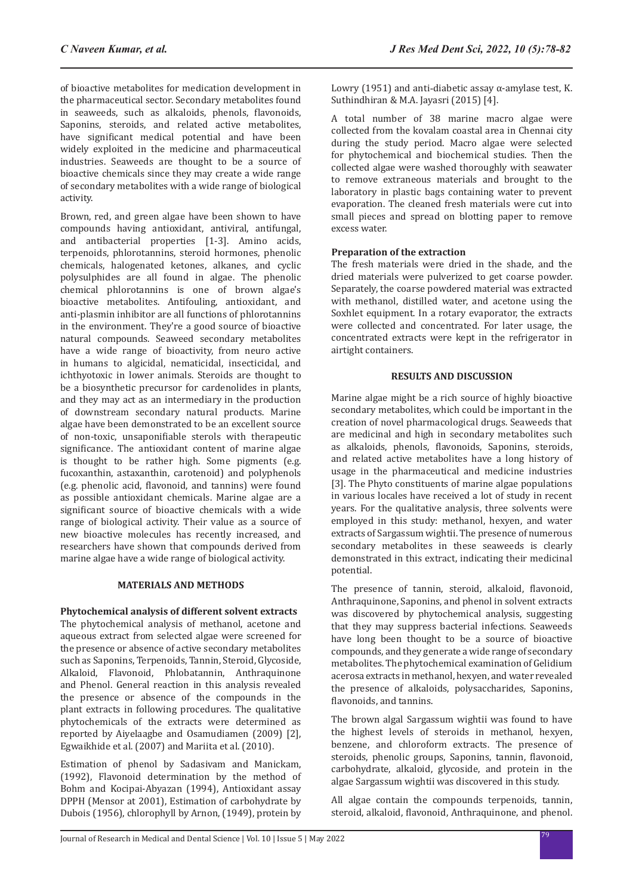of bioactive metabolites for medication development in the pharmaceutical sector. Secondary metabolites found in seaweeds, such as alkaloids, phenols, flavonoids, Saponins, steroids, and related active metabolites, have significant medical potential and have been widely exploited in the medicine and pharmaceutical industries. Seaweeds are thought to be a source of bioactive chemicals since they may create a wide range of secondary metabolites with a wide range of biological activity.

Brown, red, and green algae have been shown to have compounds having antioxidant, antiviral, antifungal, and antibacterial properties [1-3]. Amino acids, terpenoids, phlorotannins, steroid hormones, phenolic chemicals, halogenated ketones, alkanes, and cyclic polysulphides are all found in algae. The phenolic chemical phlorotannins is one of brown algae's bioactive metabolites. Antifouling, antioxidant, and anti-plasmin inhibitor are all functions of phlorotannins in the environment. They're a good source of bioactive natural compounds. Seaweed secondary metabolites have a wide range of bioactivity, from neuro active in humans to algicidal, nematicidal, insecticidal, and ichthyotoxic in lower animals. Steroids are thought to be a biosynthetic precursor for cardenolides in plants, and they may act as an intermediary in the production of downstream secondary natural products. Marine algae have been demonstrated to be an excellent source of non-toxic, unsaponifiable sterols with therapeutic significance. The antioxidant content of marine algae is thought to be rather high. Some pigments (e.g. fucoxanthin, astaxanthin, carotenoid) and polyphenols (e.g. phenolic acid, flavonoid, and tannins) were found as possible antioxidant chemicals. Marine algae are a significant source of bioactive chemicals with a wide range of biological activity. Their value as a source of new bioactive molecules has recently increased, and researchers have shown that compounds derived from marine algae have a wide range of biological activity.

## MATERIALS AND METHODS

### Phytochemical analysis of different solvent extracts

The phytochemical analysis of methanol, acetone and aqueous extract from selected algae were screened for the presence or absence of active secondary metabolites such as Saponins, Terpenoids, Tannin, Steroid, Glycoside, Alkaloid, Flavonoid, Phlobatannin, Anthraquinone and Phenol. General reaction in this analysis revealed the presence or absence of the compounds in the plant extracts in following procedures. The qualitative phytochemicals of the extracts were determined as reported by Aiyelaagbe and Osamudiamen (2009) [2], Egwaikhide et al. (2007) and Mariita et al. (2010).

Estimation of phenol by Sadasivam and Manickam, (1992), Flavonoid determination by the method of Bohm and Kocipai-Abyazan (1994), Antioxidant assay DPPH (Mensor at 2001), Estimation of carbohydrate by Dubois (1956), chlorophyll by Arnon, (1949), protein by Lowry (1951) and anti-diabetic assay α-amylase test, K. Suthindhiran & M.A. Jayasri (2015) [4].

A total number of 38 marine macro algae were collected from the kovalam coastal area in Chennai city during the study period. Macro algae were selected for phytochemical and biochemical studies. Then the collected algae were washed thoroughly with seawater to remove extraneous materials and brought to the laboratory in plastic bags containing water to prevent evaporation. The cleaned fresh materials were cut into small pieces and spread on blotting paper to remove excess water.

### Preparation of the extraction

The fresh materials were dried in the shade, and the dried materials were pulverized to get coarse powder. Separately, the coarse powdered material was extracted with methanol, distilled water, and acetone using the Soxhlet equipment. In a rotary evaporator, the extracts were collected and concentrated. For later usage, the concentrated extracts were kept in the refrigerator in airtight containers.

## RESULTS AND DISCUSSION

Marine algae might be a rich source of highly bioactive secondary metabolites, which could be important in the creation of novel pharmacological drugs. Seaweeds that are medicinal and high in secondary metabolites such as alkaloids, phenols, flavonoids, Saponins, steroids, and related active metabolites have a long history of usage in the pharmaceutical and medicine industries [3]. The Phyto constituents of marine algae populations in various locales have received a lot of study in recent years. For the qualitative analysis, three solvents were employed in this study: methanol, hexyen, and water extracts of Sargassum wightii. The presence of numerous secondary metabolites in these seaweeds is clearly demonstrated in this extract, indicating their medicinal potential.

The presence of tannin, steroid, alkaloid, flavonoid, Anthraquinone, Saponins, and phenol in solvent extracts was discovered by phytochemical analysis, suggesting that they may suppress bacterial infections. Seaweeds have long been thought to be a source of bioactive compounds, and they generate a wide range of secondary metabolites. The phytochemical examination of Gelidium acerosa extracts in methanol, hexyen, and water revealed the presence of alkaloids, polysaccharides, Saponins, flavonoids, and tannins.

The brown algal Sargassum wightii was found to have the highest levels of steroids in methanol, hexyen, benzene, and chloroform extracts. The presence of steroids, phenolic groups, Saponins, tannin, flavonoid, carbohydrate, alkaloid, glycoside, and protein in the algae Sargassum wightii was discovered in this study.

All algae contain the compounds terpenoids, tannin, steroid, alkaloid, flavonoid, Anthraquinone, and phenol.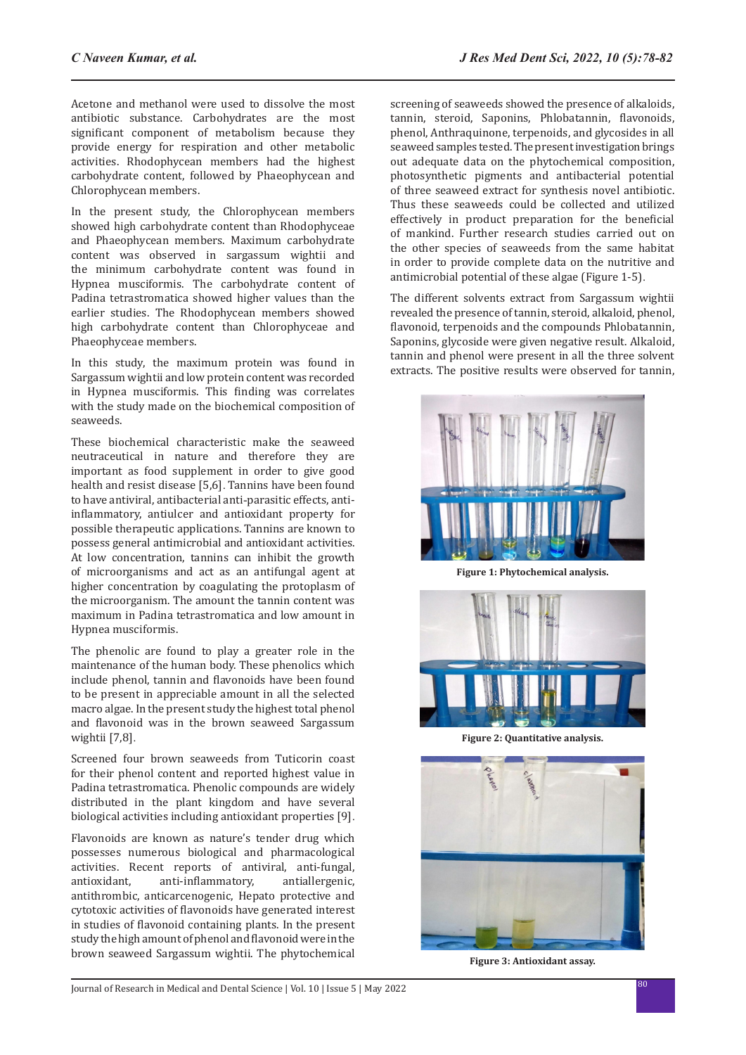Acetone and methanol were used to dissolve the most antibiotic substance. Carbohydrates are the most significant component of metabolism because they provide energy for respiration and other metabolic activities. Rhodophycean members had the highest carbohydrate content, followed by Phaeophycean and Chlorophycean members.

In the present study, the Chlorophycean members showed high carbohydrate content than Rhodophyceae and Phaeophycean members. Maximum carbohydrate content was observed in sargassum wightii and the minimum carbohydrate content was found in Hypnea musciformis. The carbohydrate content of Padina tetrastromatica showed higher values than the earlier studies. The Rhodophycean members showed high carbohydrate content than Chlorophyceae and Phaeophyceae members.

In this study, the maximum protein was found in Sargassum wightii and low protein content was recorded in Hypnea musciformis. This finding was correlates with the study made on the biochemical composition of seaweeds.

These biochemical characteristic make the seaweed neutraceutical in nature and therefore they are important as food supplement in order to give good health and resist disease [5,6]. Tannins have been found to have antiviral, antibacterial anti-parasitic effects, anti-inflammatory, antiulcer and antioxidant property for possible therapeutic applications. Tannins are known to possess general antimicrobial and antioxidant activities. At low concentration, tannins can inhibit the growth of microorganisms and act as an antifungal agent at higher concentration by coagulating the protoplasm of the microorganism. The amount the tannin content was maximum in Padina tetrastromatica and low amount in Hypnea musciformis.

The phenolic are found to play a greater role in the maintenance of the human body. These phenolics which include phenol, tannin and flavonoids have been found to be present in appreciable amount in all the selected macro algae. In the present study the highest total phenol and flavonoid was in the brown seaweed Sargassum wightii [7,8].

Screened four brown seaweeds from Tuticorin coast for their phenol content and reported highest value in Padina tetrastromatica. Phenolic compounds are widely distributed in the plant kingdom and have several biological activities including antioxidant properties [9].

Flavonoids are known as nature's tender drug which possesses numerous biological and pharmacological activities. Recent reports of antiviral, anti-fungal, antioxidant, anti-inflammatory, antiallergenic, antithrombic, anticarcenogenic, Hepato protective and cytotoxic activities of flavonoids have generated interest in studies of flavonoid containing plants. In the present study the high amount of phenol and flavonoid were in the brown seaweed Sargassum wightii. The phytochemical screening of seaweeds showed the presence of alkaloids, tannin, steroid, Saponins, Phlobatannin, flavonoids, phenol, Anthraquinone, terpenoids, and glycosides in all seaweed samples tested. The present investigation brings out adequate data on the phytochemical composition, photosynthetic pigments and antibacterial potential of three seaweed extract for synthesis novel antibiotic. Thus these seaweeds could be collected and utilized effectively in product preparation for the beneficial of mankind. Further research studies carried out on the other species of seaweeds from the same habitat in order to provide complete data on the nutritive and antimicrobial potential of these algae (Figure 1-5).

The different solvents extract from Sargassum wightii revealed the presence of tannin, steroid, alkaloid, phenol, flavonoid, terpenoids and the compounds Phlobatannin, Saponins, glycoside were given negative result. Alkaloid, tannin and phenol were present in all the three solvent extracts. The positive results were observed for tannin,

Figure 1: Phytochemical analysis.

Figure 2: Quantitative analysis.

Figure 3: Antioxidant assay.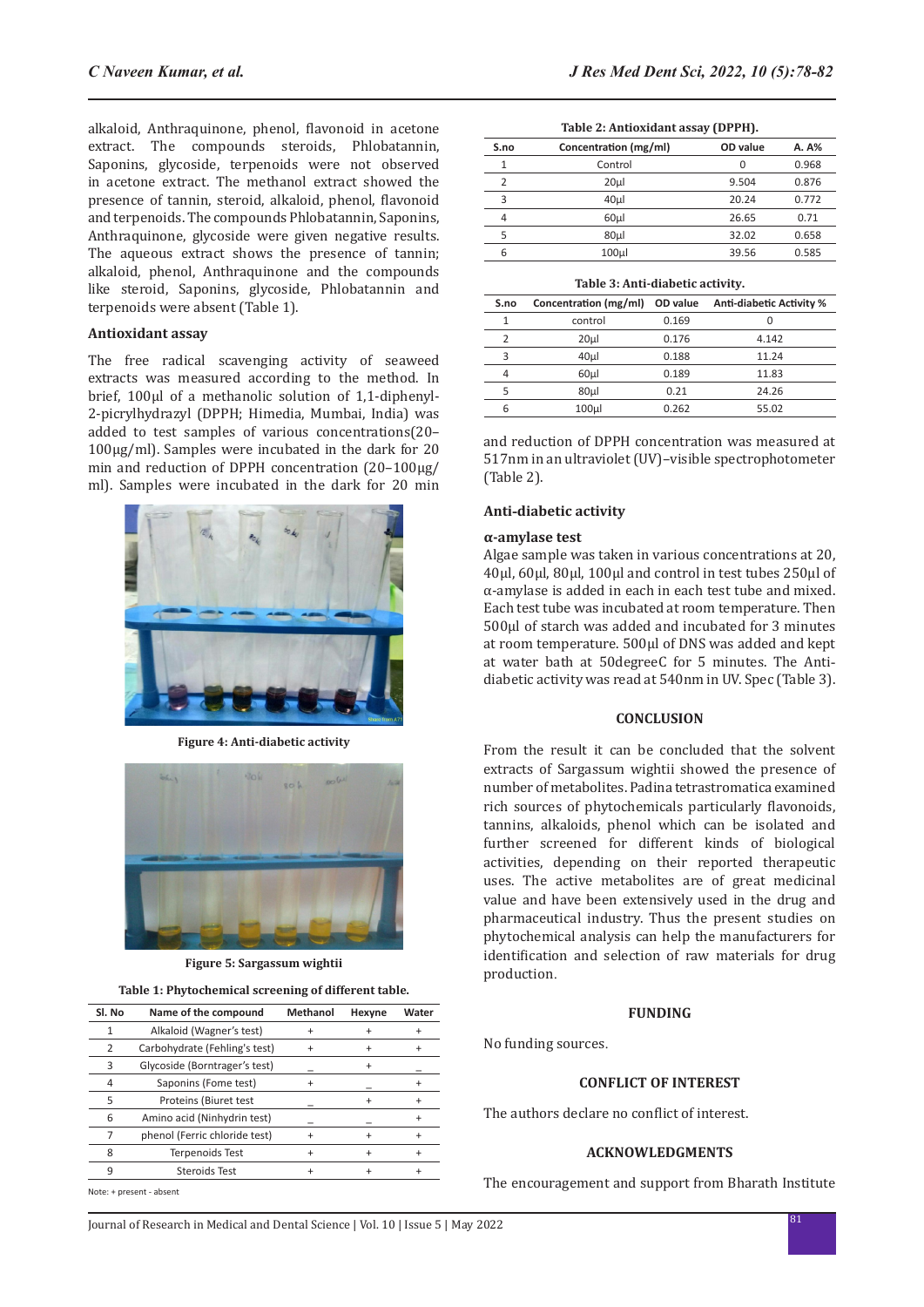alkaloid, Anthraquinone, phenol, flavonoid in acetone extract. The compounds steroids, Phlobatannin, Saponins, glycoside, terpenoids were not observed in acetone extract. The methanol extract showed the presence of tannin, steroid, alkaloid, phenol, flavonoid and terpenoids. The compounds Phlobatannin, Saponins, Anthraquinone, glycoside were given negative results. The aqueous extract shows the presence of tannin; alkaloid, phenol, Anthraquinone and the compounds like steroid, Saponins, glycoside, Phlobatannin and terpenoids were absent (Table 1).

### Antioxidant assay

The free radical scavenging activity of seaweed extracts was measured according to the method. In brief, 100µl of a methanolic solution of 1,1-diphenyl-2-picrylhydrazyl (DPPH; Himedia, Mumbai, India) was added to test samples of various concentrations(20–100µg/ml). Samples were incubated in the dark for 20 min and reduction of DPPH concentration (20–100µg/ml). Samples were incubated in the dark for 20 min and reduction of DPPH concentration was measured at 517nm in an ultraviolet (UV)–visible spectrophotometer (Table 2).

Figure 4: Anti-diabetic activity

Figure 5: Sargassum wightii

**Table 1: Phytochemical screening of different table.**

| Sl. No | Name of the compound | Methanol | Hexyne | Water |
|---|---|---|---|---|
| 1 | Alkaloid (Wagner's test) | + | + | + |
| 2 | Carbohydrate (Fehling's test) | + | + | + |
| 3 | Glycoside (Borntrager's test) | _ | + | _ |
| 4 | Saponins (Fome test) | + | _ | + |
| 5 | Proteins (Biuret test | _ | + | + |
| 6 | Amino acid (Ninhydrin test) | _ | _ | + |
| 7 | phenol (Ferric chloride test) | + | + | + |
| 8 | Terpenoids Test | + | + | + |
| 9 | Steroids Test | + | + | + |

Note: + present - absent

**Table 2: Antioxidant assay (DPPH).**

| S.no | Concentration (mg/ml) | OD value | A. A% |
|---|---|---|---|
| 1 | Control | 0 | 0.968 |
| 2 | 20µl | 9.504 | 0.876 |
| 3 | 40µl | 20.24 | 0.772 |
| 4 | 60µl | 26.65 | 0.71 |
| 5 | 80µl | 32.02 | 0.658 |
| 6 | 100µl | 39.56 | 0.585 |

**Table 3: Anti-diabetic activity.**

| S.no | Concentration (mg/ml) | OD value | Anti-diabetic Activity % |
|---|---|---|---|
| 1 | control | 0.169 | 0 |
| 2 | 20µl | 0.176 | 4.142 |
| 3 | 40µl | 0.188 | 11.24 |
| 4 | 60µl | 0.189 | 11.83 |
| 5 | 80µl | 0.21 | 24.26 |
| 6 | 100µl | 0.262 | 55.02 |

### Anti-diabetic activity

#### α-amylase test

Algae sample was taken in various concentrations at 20, 40µl, 60µl, 80µl, 100µl and control in test tubes 250µl of α-amylase is added in each in each test tube and mixed. Each test tube was incubated at room temperature. Then 500µl of starch was added and incubated for 3 minutes at room temperature. 500µl of DNS was added and kept at water bath at 50degreeC for 5 minutes. The Anti-diabetic activity was read at 540nm in UV. Spec (Table 3).

## CONCLUSION

From the result it can be concluded that the solvent extracts of Sargassum wightii showed the presence of number of metabolites. Padina tetrastromatica examined rich sources of phytochemicals particularly flavonoids, tannins, alkaloids, phenol which can be isolated and further screened for different kinds of biological activities, depending on their reported therapeutic uses. The active metabolites are of great medicinal value and have been extensively used in the drug and pharmaceutical industry. Thus the present studies on phytochemical analysis can help the manufacturers for identification and selection of raw materials for drug production.

## FUNDING

No funding sources.

## CONFLICT OF INTEREST

The authors declare no conflict of interest.

## ACKNOWLEDGMENTS

The encouragement and support from Bharath Institute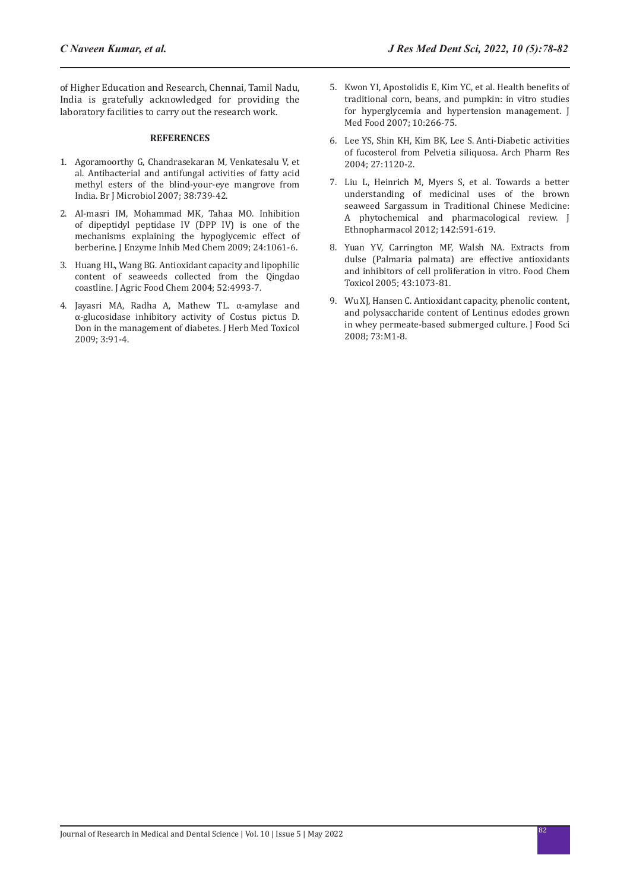of Higher Education and Research, Chennai, Tamil Nadu, India is gratefully acknowledged for providing the laboratory facilities to carry out the research work.

## REFERENCES

1. Agoramoorthy G, Chandrasekaran M, Venkatesalu V, et al. Antibacterial and antifungal activities of fatty acid methyl esters of the blind-your-eye mangrove from India. Br J Microbiol 2007; 38:739-42.
2. Al-masri IM, Mohammad MK, Tahaa MO. Inhibition of dipeptidyl peptidase IV (DPP IV) is one of the mechanisms explaining the hypoglycemic effect of berberine. J Enzyme Inhib Med Chem 2009; 24:1061-6.
3. Huang HL, Wang BG. Antioxidant capacity and lipophilic content of seaweeds collected from the Qingdao coastline. J Agric Food Chem 2004; 52:4993-7.
4. Jayasri MA, Radha A, Mathew TL. α-amylase and α-glucosidase inhibitory activity of Costus pictus D. Don in the management of diabetes. J Herb Med Toxicol 2009; 3:91-4.
5. Kwon YI, Apostolidis E, Kim YC, et al. Health benefits of traditional corn, beans, and pumpkin: in vitro studies for hyperglycemia and hypertension management. J Med Food 2007; 10:266-75.
6. Lee YS, Shin KH, Kim BK, Lee S. Anti-Diabetic activities of fucosterol from Pelvetia siliquosa. Arch Pharm Res 2004; 27:1120-2.
7. Liu L, Heinrich M, Myers S, et al. Towards a better understanding of medicinal uses of the brown seaweed Sargassum in Traditional Chinese Medicine: A phytochemical and pharmacological review. J Ethnopharmacol 2012; 142:591-619.
8. Yuan YV, Carrington MF, Walsh NA. Extracts from dulse (Palmaria palmata) are effective antioxidants and inhibitors of cell proliferation in vitro. Food Chem Toxicol 2005; 43:1073-81.
9. Wu XJ, Hansen C. Antioxidant capacity, phenolic content, and polysaccharide content of Lentinus edodes grown in whey permeate-based submerged culture. J Food Sci 2008; 73:M1-8.